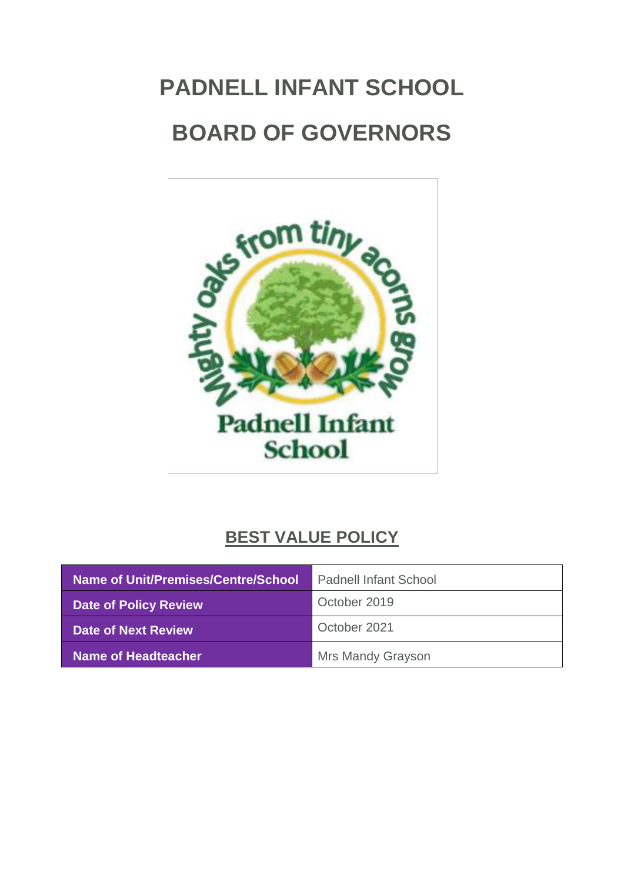# PADNELL INFANT SCHOOL

# BOARD OF GOVERNORS

## BEST VALUE POLICY

| Name of Unit/Premises/Centre/School | Padnell Infant School |
| --- | --- |
| Date of Policy Review | October 2019 |
| Date of Next Review | October 2021 |
| Name of Headteacher | Mrs Mandy Grayson |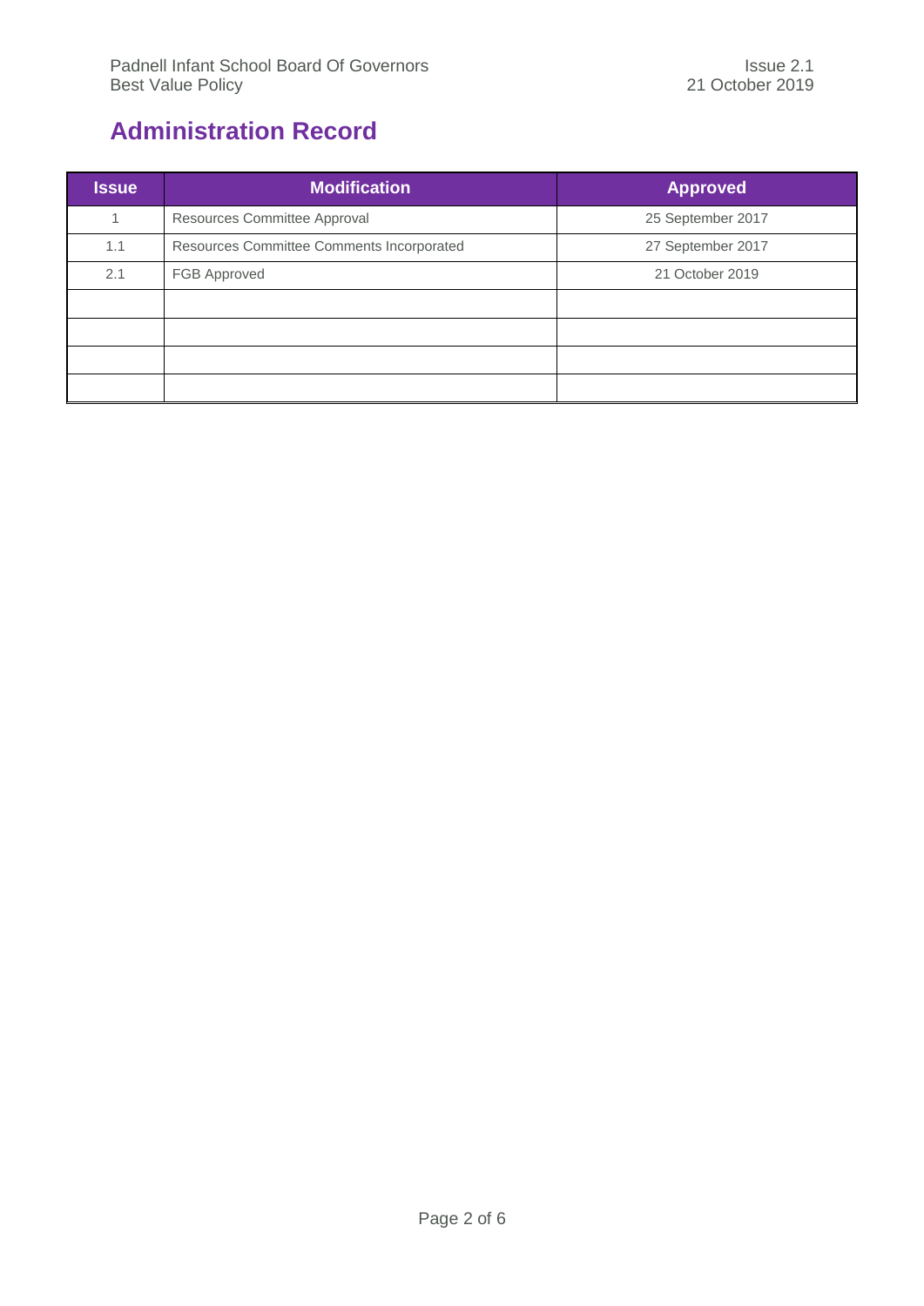# Administration Record

| Issue | Modification | Approved |
|---|---|---|
| 1 | Resources Committee Approval | 25 September 2017 |
| 1.1 | Resources Committee Comments Incorporated | 27 September 2017 |
| 2.1 | FGB Approved | 21 October 2019 |
| | | |
| | | |
| | | |
| | | |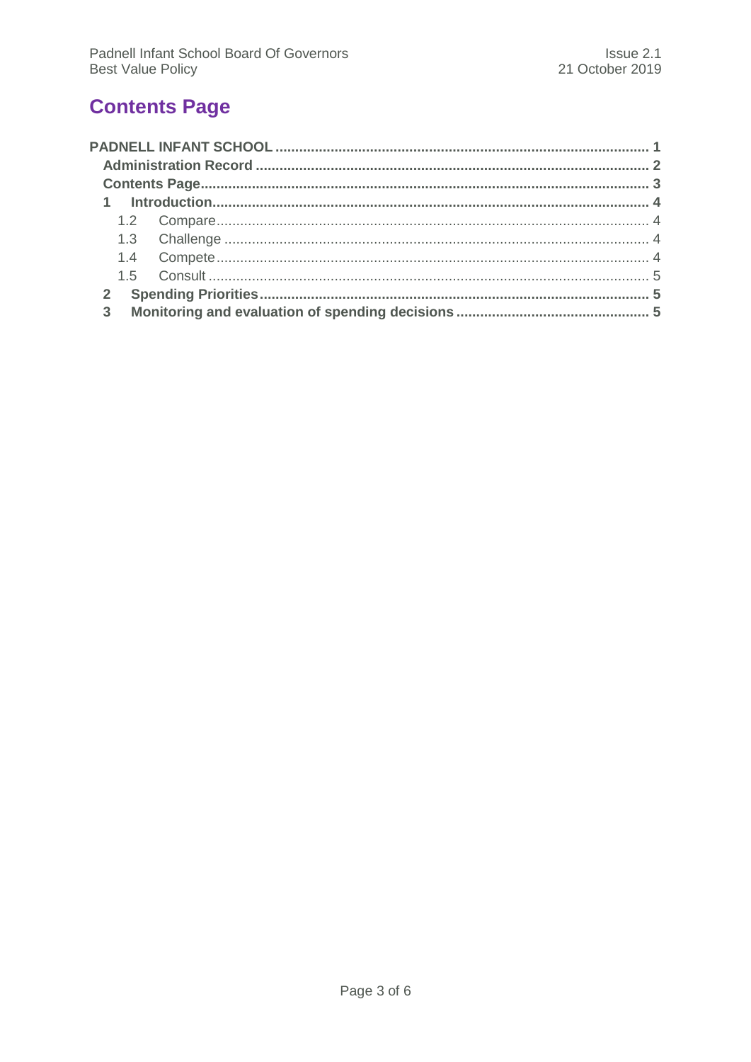# Contents Page

**PADNELL INFANT SCHOOL** ............................................................................................ **1**

**Administration Record** ............................................................................................ **2**

**Contents Page** ............................................................................................ **3**

**1 Introduction** ............................................................................................ **4**

1.2 Compare ............................................................................................ 4

1.3 Challenge ............................................................................................ 4

1.4 Compete ............................................................................................ 4

1.5 Consult ............................................................................................ 5

**2 Spending Priorities** ............................................................................................ **5**

**3 Monitoring and evaluation of spending decisions** ............................................................................................ **5**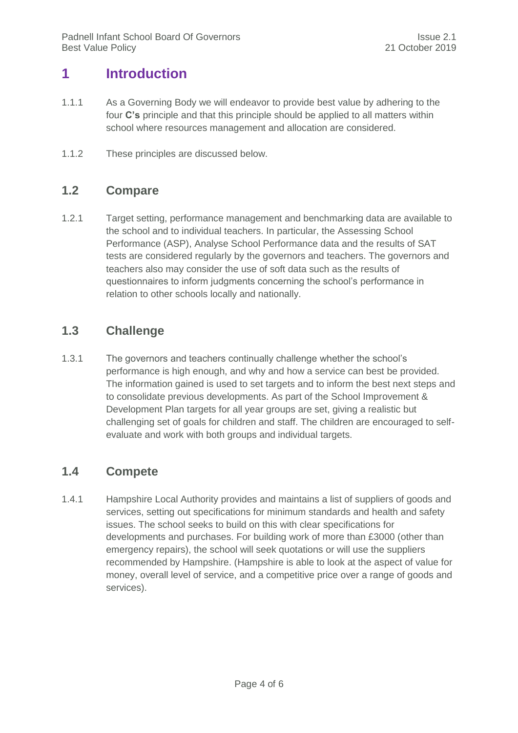# 1 Introduction

1.1.1 As a Governing Body we will endeavor to provide best value by adhering to the four **C's** principle and that this principle should be applied to all matters within school where resources management and allocation are considered.

1.1.2 These principles are discussed below.

## 1.2 Compare

1.2.1 Target setting, performance management and benchmarking data are available to the school and to individual teachers. In particular, the Assessing School Performance (ASP), Analyse School Performance data and the results of SAT tests are considered regularly by the governors and teachers. The governors and teachers also may consider the use of soft data such as the results of questionnaires to inform judgments concerning the school's performance in relation to other schools locally and nationally.

## 1.3 Challenge

1.3.1 The governors and teachers continually challenge whether the school's performance is high enough, and why and how a service can best be provided. The information gained is used to set targets and to inform the best next steps and to consolidate previous developments. As part of the School Improvement & Development Plan targets for all year groups are set, giving a realistic but challenging set of goals for children and staff. The children are encouraged to self-evaluate and work with both groups and individual targets.

## 1.4 Compete

1.4.1 Hampshire Local Authority provides and maintains a list of suppliers of goods and services, setting out specifications for minimum standards and health and safety issues. The school seeks to build on this with clear specifications for developments and purchases. For building work of more than £3000 (other than emergency repairs), the school will seek quotations or will use the suppliers recommended by Hampshire. (Hampshire is able to look at the aspect of value for money, overall level of service, and a competitive price over a range of goods and services).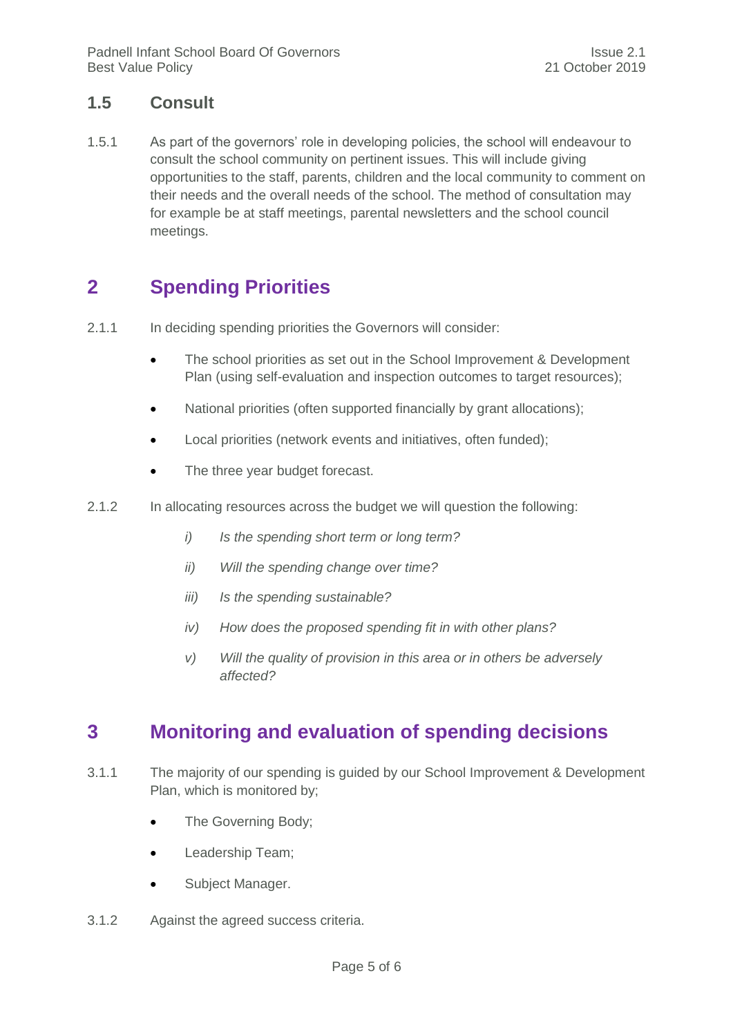### 1.5 Consult

1.5.1 As part of the governors' role in developing policies, the school will endeavour to consult the school community on pertinent issues. This will include giving opportunities to the staff, parents, children and the local community to comment on their needs and the overall needs of the school. The method of consultation may for example be at staff meetings, parental newsletters and the school council meetings.

## 2 Spending Priorities

2.1.1 In deciding spending priorities the Governors will consider:

- The school priorities as set out in the School Improvement & Development Plan (using self-evaluation and inspection outcomes to target resources);
- National priorities (often supported financially by grant allocations);
- Local priorities (network events and initiatives, often funded);
- The three year budget forecast.

2.1.2 In allocating resources across the budget we will question the following:

*i) Is the spending short term or long term?*

*ii) Will the spending change over time?*

*iii) Is the spending sustainable?*

*iv) How does the proposed spending fit in with other plans?*

*v) Will the quality of provision in this area or in others be adversely affected?*

## 3 Monitoring and evaluation of spending decisions

3.1.1 The majority of our spending is guided by our School Improvement & Development Plan, which is monitored by;

- The Governing Body;
- Leadership Team;
- Subject Manager.

3.1.2 Against the agreed success criteria.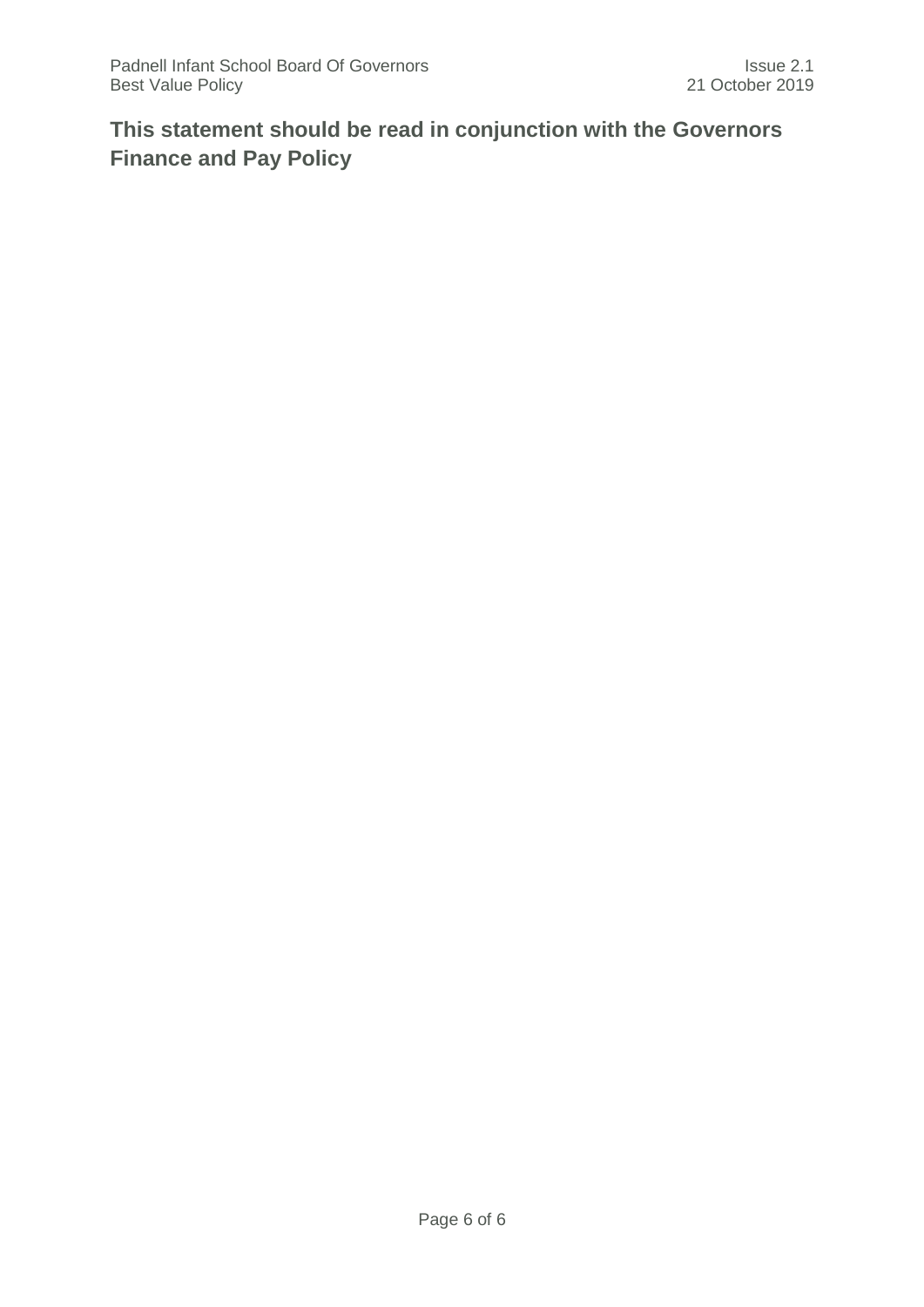**This statement should be read in conjunction with the Governors Finance and Pay Policy**